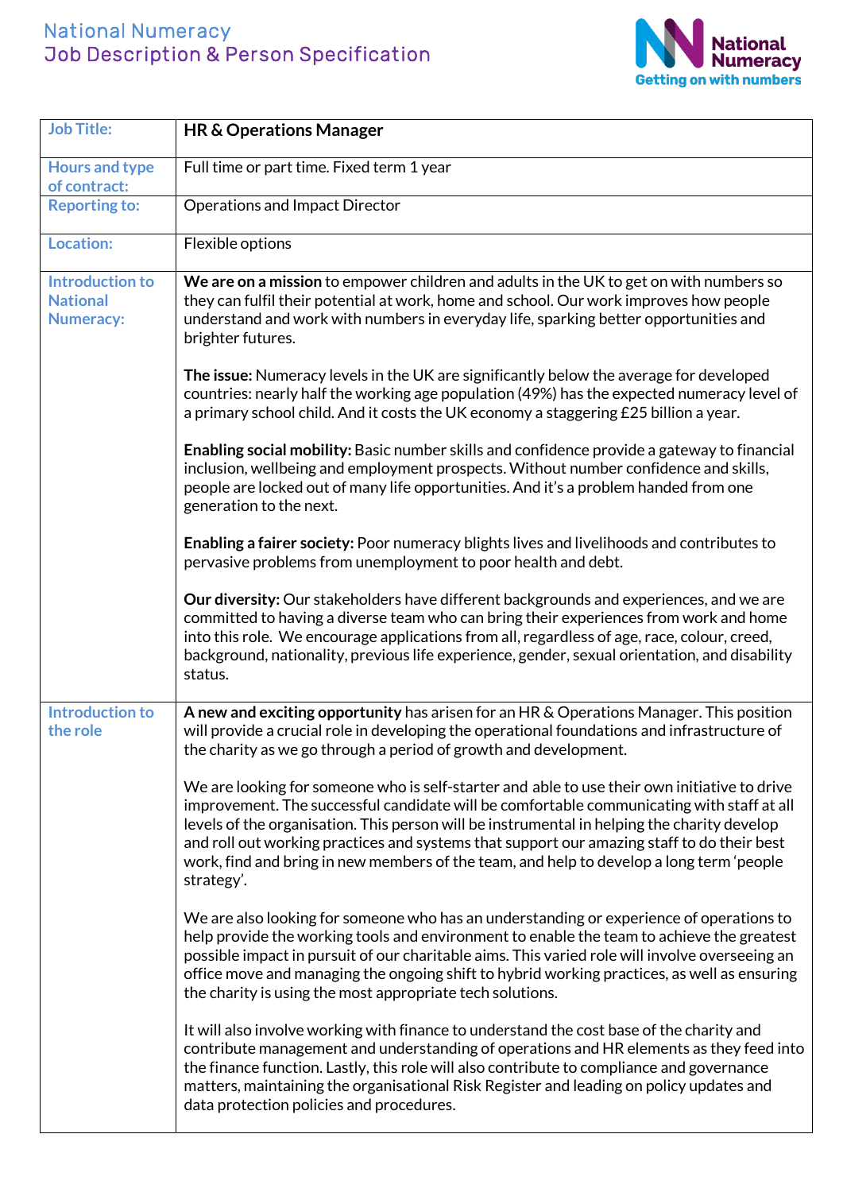# National Numeracy
## Job Description & Person Specification

National Numeracy
Getting on with numbers

| Job Title: | **HR & Operations Manager** |
|---|---|
| Hours and type of contract: | Full time or part time. Fixed term 1 year |
| Reporting to: | Operations and Impact Director |
| Location: | Flexible options |
| Introduction to National Numeracy: | **We are on a mission** to empower children and adults in the UK to get on with numbers so they can fulfil their potential at work, home and school. Our work improves how people understand and work with numbers in everyday life, sparking better opportunities and brighter futures.<br><br>**The issue:** Numeracy levels in the UK are significantly below the average for developed countries: nearly half the working age population (49%) has the expected numeracy level of a primary school child. And it costs the UK economy a staggering £25 billion a year.<br><br>**Enabling social mobility:** Basic number skills and confidence provide a gateway to financial inclusion, wellbeing and employment prospects. Without number confidence and skills, people are locked out of many life opportunities. And it's a problem handed from one generation to the next.<br><br>**Enabling a fairer society:** Poor numeracy blights lives and livelihoods and contributes to pervasive problems from unemployment to poor health and debt.<br><br>**Our diversity:** Our stakeholders have different backgrounds and experiences, and we are committed to having a diverse team who can bring their experiences from work and home into this role. We encourage applications from all, regardless of age, race, colour, creed, background, nationality, previous life experience, gender, sexual orientation, and disability status. |
| Introduction to the role | **A new and exciting opportunity** has arisen for an HR & Operations Manager. This position will provide a crucial role in developing the operational foundations and infrastructure of the charity as we go through a period of growth and development.<br><br>We are looking for someone who is self-starter and able to use their own initiative to drive improvement. The successful candidate will be comfortable communicating with staff at all levels of the organisation. This person will be instrumental in helping the charity develop and roll out working practices and systems that support our amazing staff to do their best work, find and bring in new members of the team, and help to develop a long term 'people strategy'.<br><br>We are also looking for someone who has an understanding or experience of operations to help provide the working tools and environment to enable the team to achieve the greatest possible impact in pursuit of our charitable aims. This varied role will involve overseeing an office move and managing the ongoing shift to hybrid working practices, as well as ensuring the charity is using the most appropriate tech solutions.<br><br>It will also involve working with finance to understand the cost base of the charity and contribute management and understanding of operations and HR elements as they feed into the finance function. Lastly, this role will also contribute to compliance and governance matters, maintaining the organisational Risk Register and leading on policy updates and data protection policies and procedures. |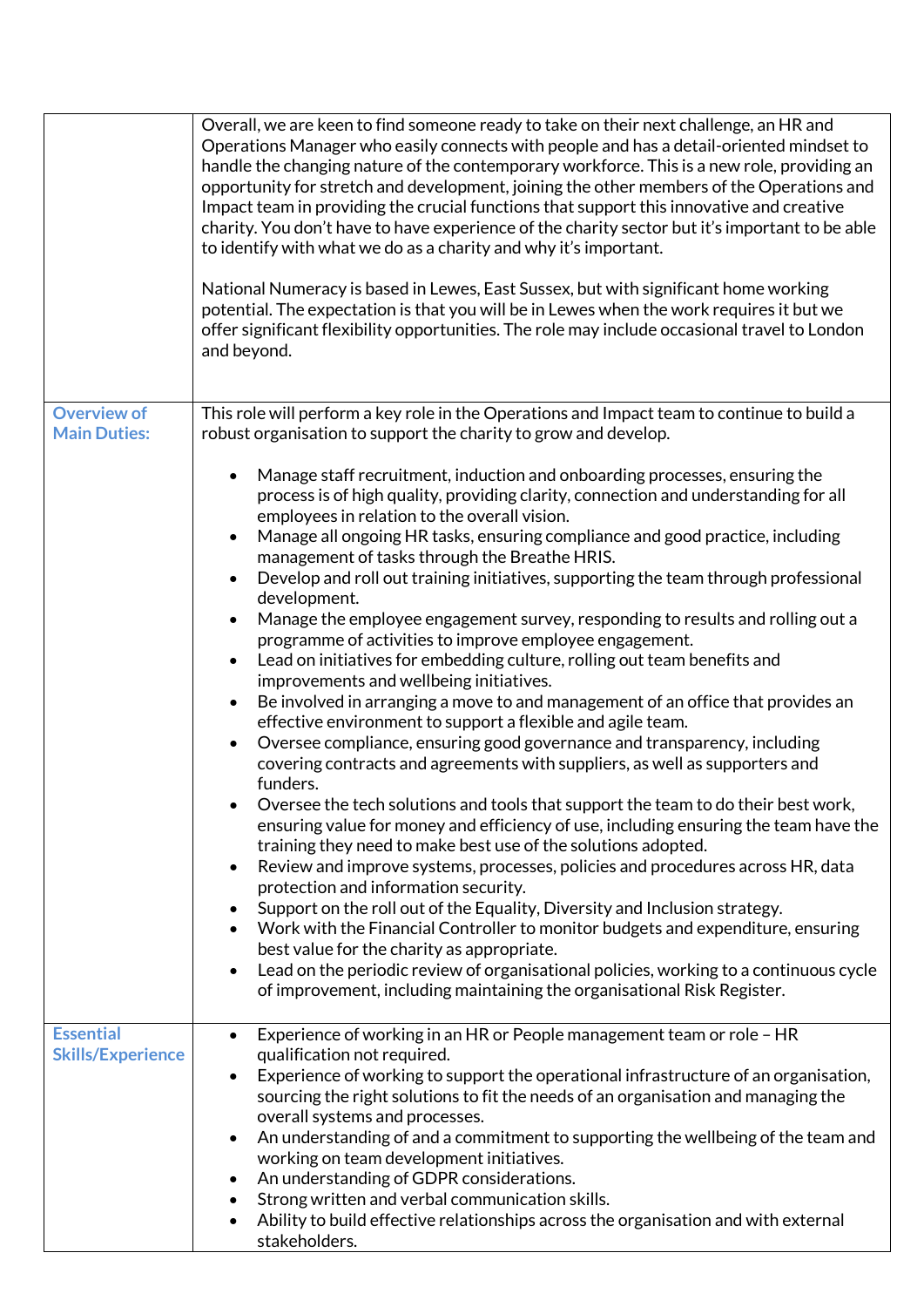| | |
|---|---|
| | Overall, we are keen to find someone ready to take on their next challenge, an HR and Operations Manager who easily connects with people and has a detail-oriented mindset to handle the changing nature of the contemporary workforce. This is a new role, providing an opportunity for stretch and development, joining the other members of the Operations and Impact team in providing the crucial functions that support this innovative and creative charity. You don't have to have experience of the charity sector but it's important to be able to identify with what we do as a charity and why it's important.<br><br>National Numeracy is based in Lewes, East Sussex, but with significant home working potential. The expectation is that you will be in Lewes when the work requires it but we offer significant flexibility opportunities. The role may include occasional travel to London and beyond. |
| **Overview of Main Duties:** | This role will perform a key role in the Operations and Impact team to continue to build a robust organisation to support the charity to grow and develop.<br><br>• Manage staff recruitment, induction and onboarding processes, ensuring the process is of high quality, providing clarity, connection and understanding for all employees in relation to the overall vision.<br>• Manage all ongoing HR tasks, ensuring compliance and good practice, including management of tasks through the Breathe HRIS.<br>• Develop and roll out training initiatives, supporting the team through professional development.<br>• Manage the employee engagement survey, responding to results and rolling out a programme of activities to improve employee engagement.<br>• Lead on initiatives for embedding culture, rolling out team benefits and improvements and wellbeing initiatives.<br>• Be involved in arranging a move to and management of an office that provides an effective environment to support a flexible and agile team.<br>• Oversee compliance, ensuring good governance and transparency, including covering contracts and agreements with suppliers, as well as supporters and funders.<br>• Oversee the tech solutions and tools that support the team to do their best work, ensuring value for money and efficiency of use, including ensuring the team have the training they need to make best use of the solutions adopted.<br>• Review and improve systems, processes, policies and procedures across HR, data protection and information security.<br>• Support on the roll out of the Equality, Diversity and Inclusion strategy.<br>• Work with the Financial Controller to monitor budgets and expenditure, ensuring best value for the charity as appropriate.<br>• Lead on the periodic review of organisational policies, working to a continuous cycle of improvement, including maintaining the organisational Risk Register. |
| **Essential Skills/Experience** | • Experience of working in an HR or People management team or role – HR qualification not required.<br>• Experience of working to support the operational infrastructure of an organisation, sourcing the right solutions to fit the needs of an organisation and managing the overall systems and processes.<br>• An understanding of and a commitment to supporting the wellbeing of the team and working on team development initiatives.<br>• An understanding of GDPR considerations.<br>• Strong written and verbal communication skills.<br>• Ability to build effective relationships across the organisation and with external stakeholders. |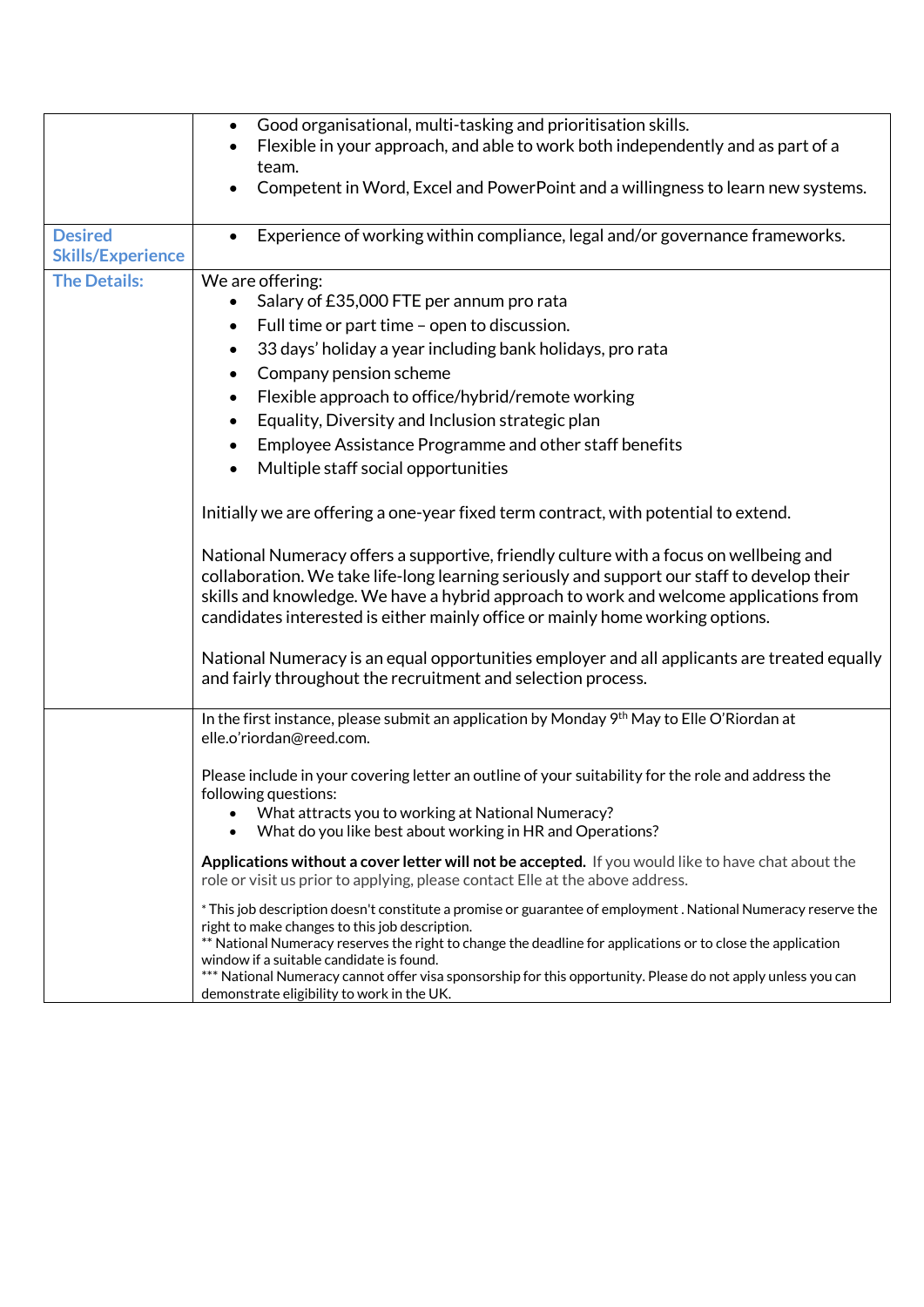| | |
|---|---|
| | • Good organisational, multi-tasking and prioritisation skills.<br>• Flexible in your approach, and able to work both independently and as part of a team.<br>• Competent in Word, Excel and PowerPoint and a willingness to learn new systems. |
| **Desired Skills/Experience** | • Experience of working within compliance, legal and/or governance frameworks. |
| **The Details:** | We are offering:<br>• Salary of £35,000 FTE per annum pro rata<br>• Full time or part time – open to discussion.<br>• 33 days' holiday a year including bank holidays, pro rata<br>• Company pension scheme<br>• Flexible approach to office/hybrid/remote working<br>• Equality, Diversity and Inclusion strategic plan<br>• Employee Assistance Programme and other staff benefits<br>• Multiple staff social opportunities<br><br>Initially we are offering a one-year fixed term contract, with potential to extend.<br><br>National Numeracy offers a supportive, friendly culture with a focus on wellbeing and collaboration. We take life-long learning seriously and support our staff to develop their skills and knowledge. We have a hybrid approach to work and welcome applications from candidates interested is either mainly office or mainly home working options.<br><br>National Numeracy is an equal opportunities employer and all applicants are treated equally and fairly throughout the recruitment and selection process. |
| | In the first instance, please submit an application by Monday 9th May to Elle O'Riordan at elle.o'riordan@reed.com.<br><br>Please include in your covering letter an outline of your suitability for the role and address the following questions:<br>• What attracts you to working at National Numeracy?<br>• What do you like best about working in HR and Operations?<br><br>**Applications without a cover letter will not be accepted.** If you would like to have chat about the role or visit us prior to applying, please contact Elle at the above address.<br><br>* This job description doesn't constitute a promise or guarantee of employment . National Numeracy reserve the right to make changes to this job description.<br>** National Numeracy reserves the right to change the deadline for applications or to close the application window if a suitable candidate is found.<br>*** National Numeracy cannot offer visa sponsorship for this opportunity. Please do not apply unless you can demonstrate eligibility to work in the UK. |